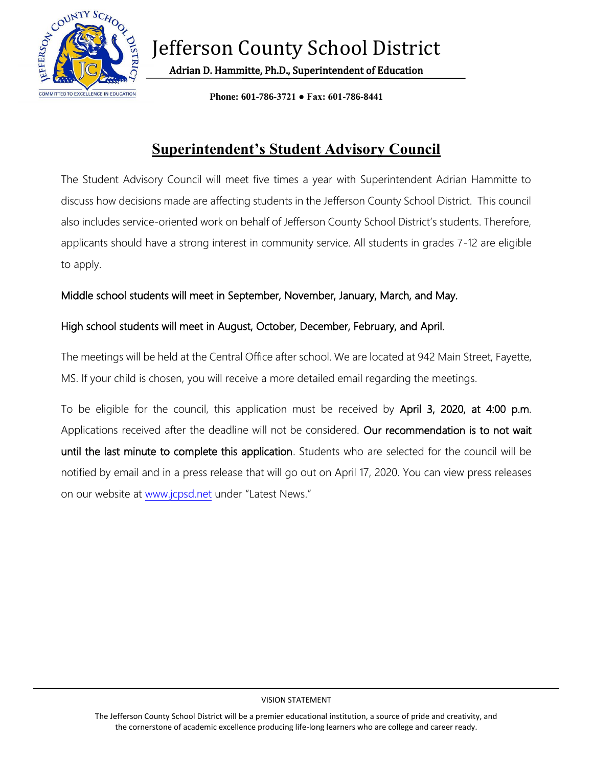# Jefferson County School District

**Adrian D. Hammitte, Ph.D., Superintendent of Education**

**Phone: 601-786-3721 ● Fax: 601-786-8441**

## Superintendent's Student Advisory Council

The Student Advisory Council will meet five times a year with Superintendent Adrian Hammitte to discuss how decisions made are affecting students in the Jefferson County School District. This council also includes service-oriented work on behalf of Jefferson County School District's students. Therefore, applicants should have a strong interest in community service. All students in grades 7-12 are eligible to apply.

Middle school students will meet in September, November, January, March, and May.

High school students will meet in August, October, December, February, and April.

The meetings will be held at the Central Office after school. We are located at 942 Main Street, Fayette, MS. If your child is chosen, you will receive a more detailed email regarding the meetings.

To be eligible for the council, this application must be received by April 3, 2020, at 4:00 p.m. Applications received after the deadline will not be considered. Our recommendation is to not wait until the last minute to complete this application. Students who are selected for the council will be notified by email and in a press release that will go out on April 17, 2020. You can view press releases on our website at www.jcpsd.net under "Latest News."

VISION STATEMENT

The Jefferson County School District will be a premier educational institution, a source of pride and creativity, and the cornerstone of academic excellence producing life-long learners who are college and career ready.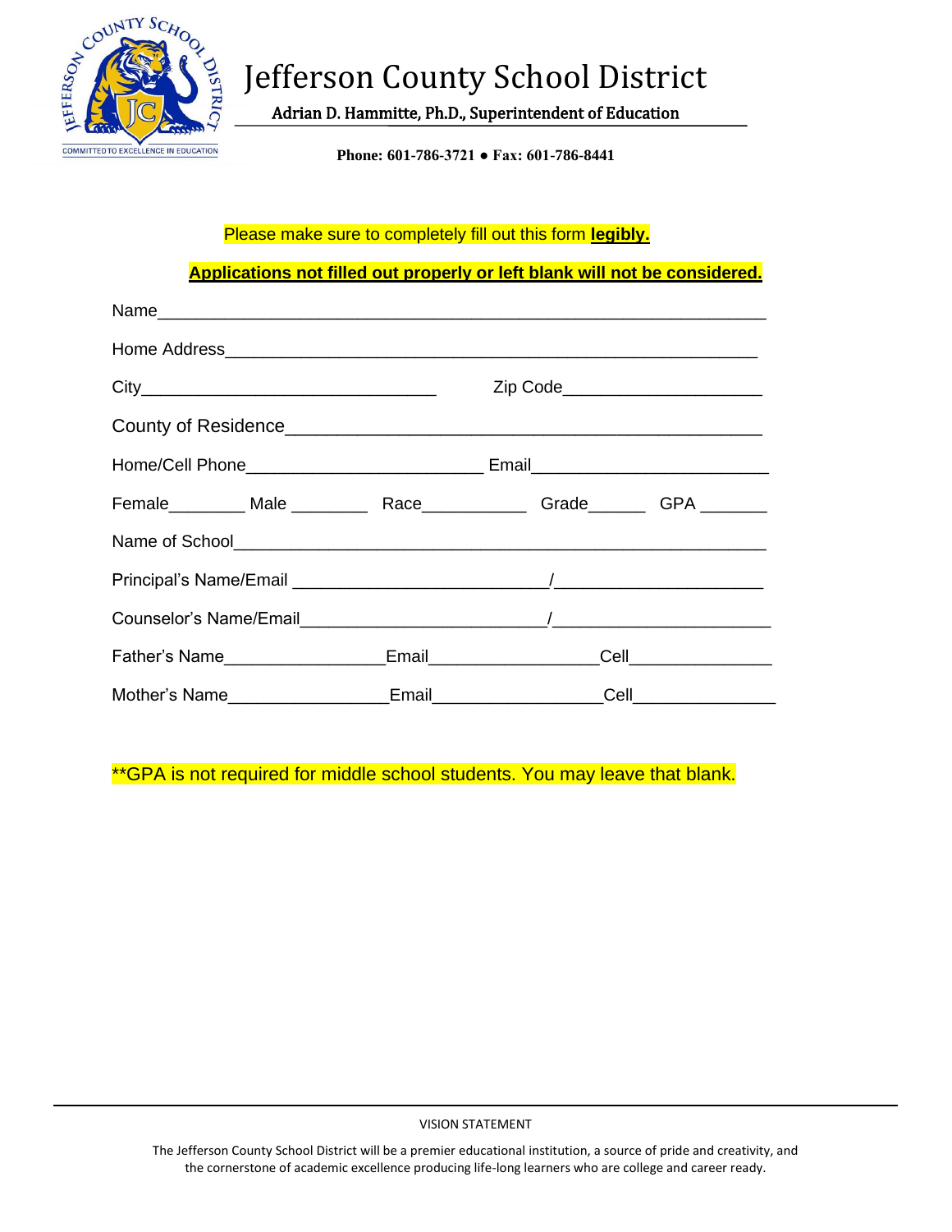# Jefferson County School District

**Adrian D. Hammitte, Ph.D., Superintendent of Education**

**Phone: 601-786-3721 ● Fax: 601-786-8441**

Please make sure to completely fill out this form **legibly.**

**Applications not filled out properly or left blank will not be considered.**

Name_______________________________________________________________

Home Address______________________________________________________

City______________________________ Zip Code____________________

County of Residence________________________________________________

Home/Cell Phone________________________ Email________________________

Female________ Male ________ Race___________ Grade______ GPA _______

Name of School_____________________________________________________

Principal's Name/Email _________________________/_____________________

Counselor's Name/Email_________________________/______________________

Father's Name________________Email________________Cell______________

Mother's Name________________Email________________Cell______________

**GPA is not required for middle school students. You may leave that blank.

VISION STATEMENT

The Jefferson County School District will be a premier educational institution, a source of pride and creativity, and the cornerstone of academic excellence producing life-long learners who are college and career ready.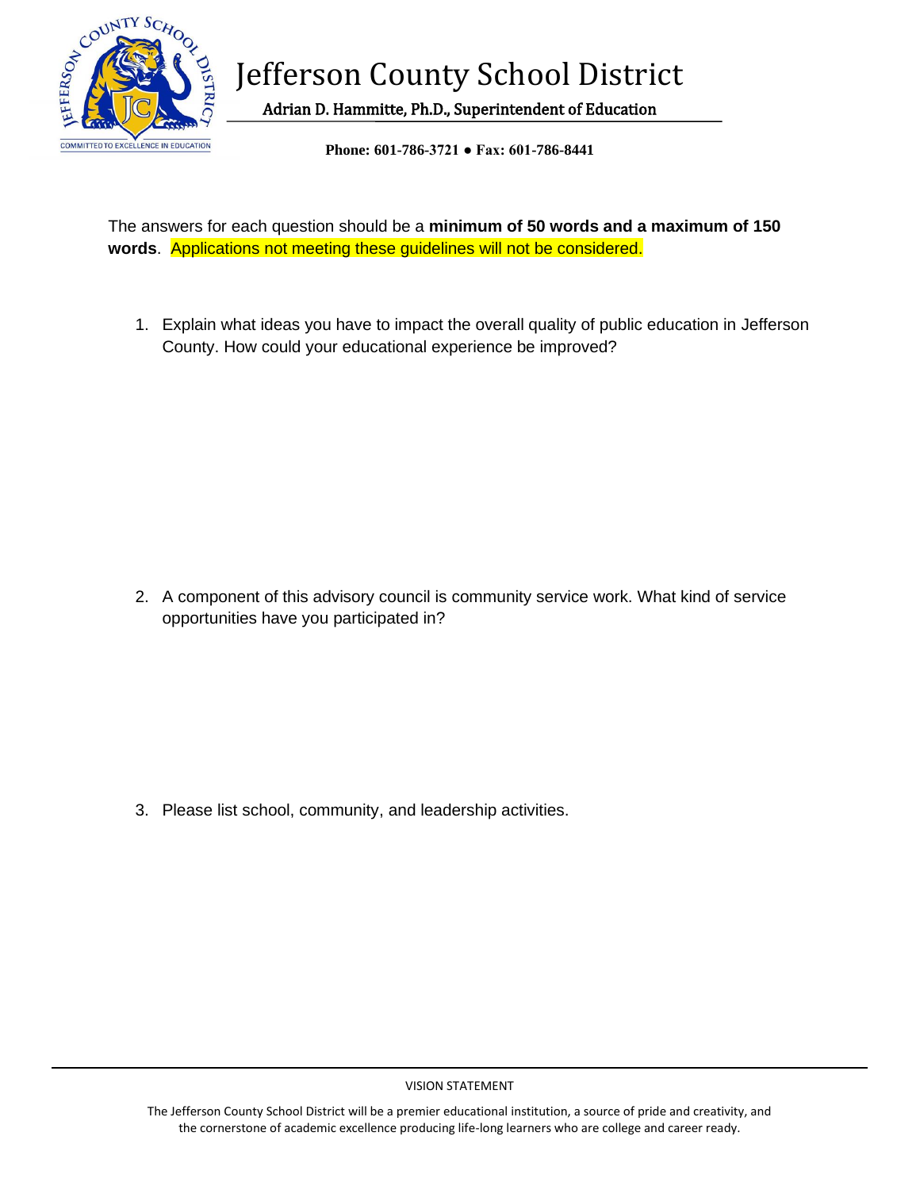# Jefferson County School District

**Adrian D. Hammitte, Ph.D., Superintendent of Education**

**Phone: 601-786-3721 ● Fax: 601-786-8441**

The answers for each question should be a **minimum of 50 words and a maximum of 150 words**. Applications not meeting these guidelines will not be considered.

1. Explain what ideas you have to impact the overall quality of public education in Jefferson County. How could your educational experience be improved?

2. A component of this advisory council is community service work. What kind of service opportunities have you participated in?

3. Please list school, community, and leadership activities.

VISION STATEMENT

The Jefferson County School District will be a premier educational institution, a source of pride and creativity, and the cornerstone of academic excellence producing life-long learners who are college and career ready.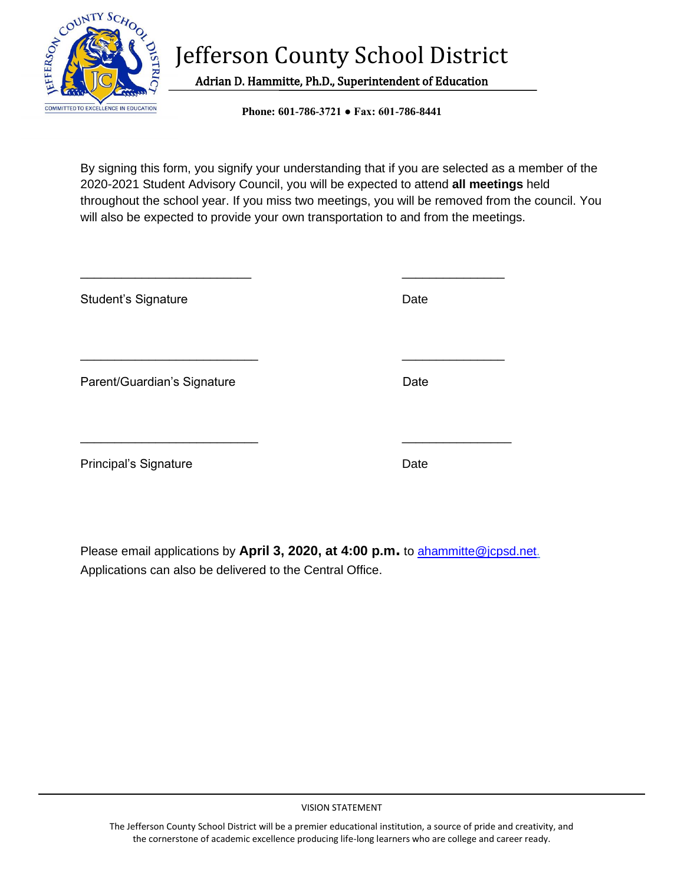# Jefferson County School District

**Adrian D. Hammitte, Ph.D., Superintendent of Education**

**Phone: 601-786-3721 ● Fax: 601-786-8441**

By signing this form, you signify your understanding that if you are selected as a member of the 2020-2021 Student Advisory Council, you will be expected to attend **all meetings** held throughout the school year. If you miss two meetings, you will be removed from the council. You will also be expected to provide your own transportation to and from the meetings.

\_\_\_\_\_\_\_\_\_\_\_\_\_\_\_\_\_\_\_\_\_\_\_\_\_\_ \_\_\_\_\_\_\_\_\_\_\_\_\_\_\_

Student's Signature Date

\_\_\_\_\_\_\_\_\_\_\_\_\_\_\_\_\_\_\_\_\_\_\_\_\_\_ \_\_\_\_\_\_\_\_\_\_\_\_\_\_\_

Parent/Guardian's Signature Date

\_\_\_\_\_\_\_\_\_\_\_\_\_\_\_\_\_\_\_\_\_\_\_\_\_\_ \_\_\_\_\_\_\_\_\_\_\_\_\_\_\_\_

Principal's Signature Date

Please email applications by **April 3, 2020, at 4:00 p.m.** to ahammitte@jcpsd.net. Applications can also be delivered to the Central Office.

VISION STATEMENT

The Jefferson County School District will be a premier educational institution, a source of pride and creativity, and the cornerstone of academic excellence producing life-long learners who are college and career ready.